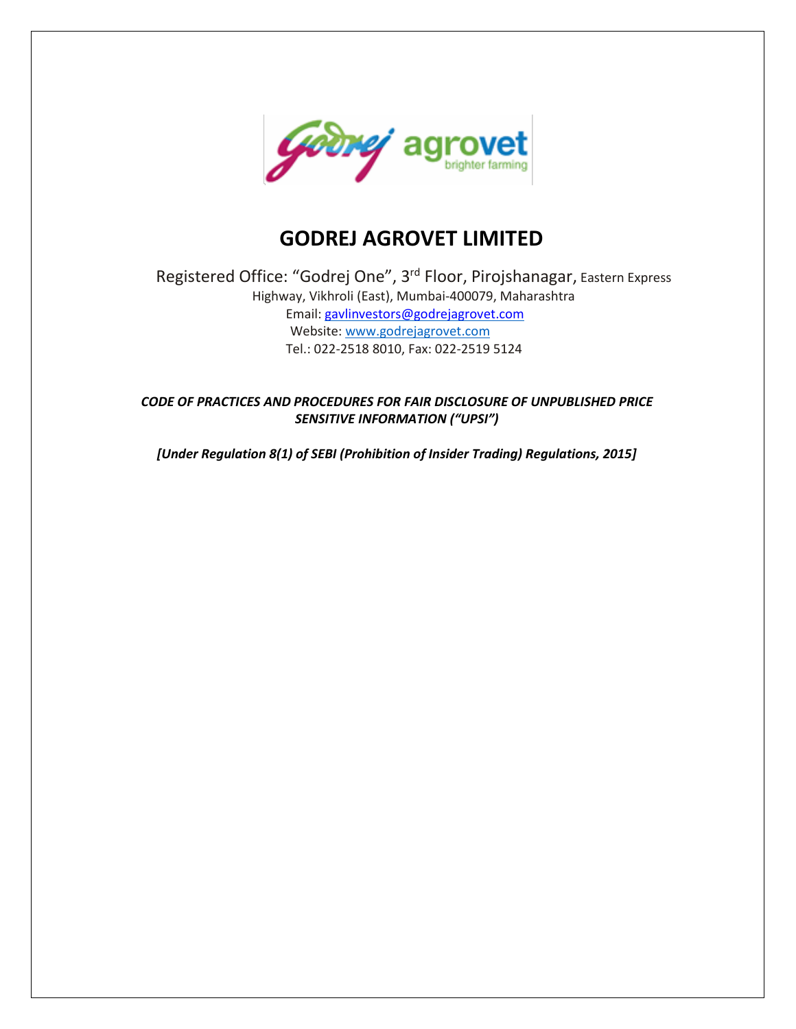# GODREJ AGROVET LIMITED

Registered Office: "Godrej One", 3rd Floor, Pirojshanagar, Eastern Express Highway, Vikhroli (East), Mumbai-400079, Maharashtra

Email: gavlinvestors@godrejagrovet.com

Website: www.godrejagrovet.com

Tel.: 022-2518 8010, Fax: 022-2519 5124

***CODE OF PRACTICES AND PROCEDURES FOR FAIR DISCLOSURE OF UNPUBLISHED PRICE SENSITIVE INFORMATION ("UPSI")***

***[Under Regulation 8(1) of SEBI (Prohibition of Insider Trading) Regulations, 2015]***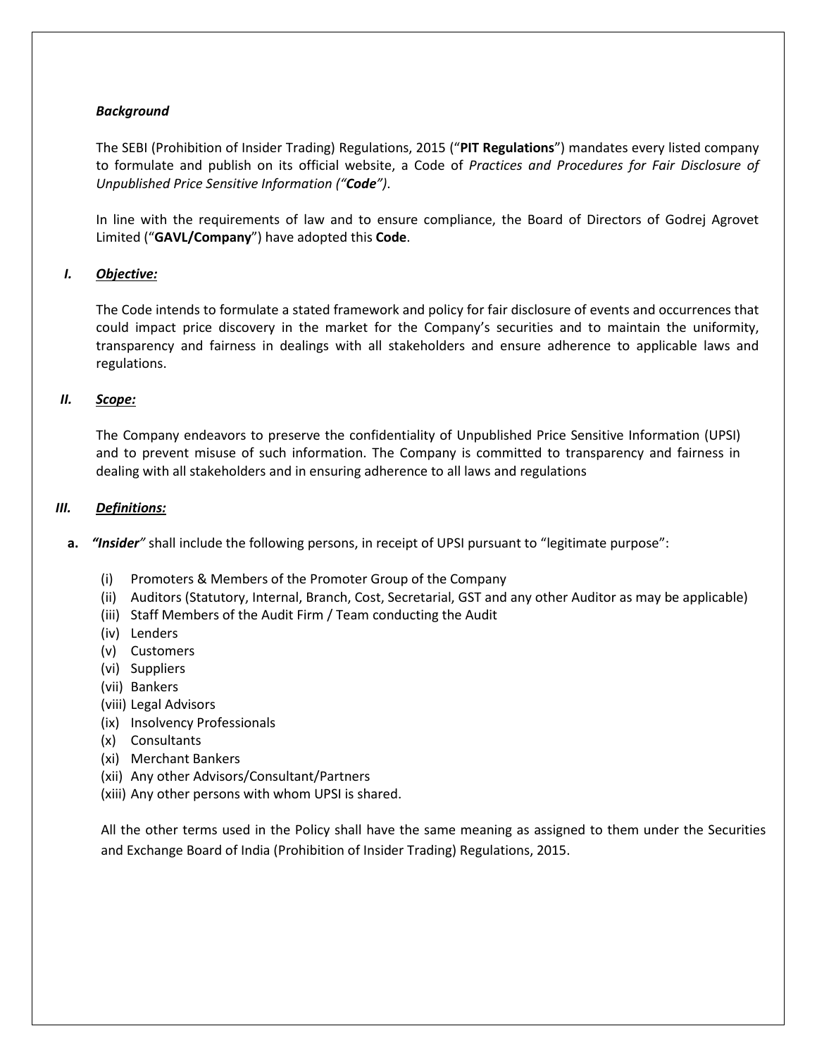***Background***

The SEBI (Prohibition of Insider Trading) Regulations, 2015 ("**PIT Regulations**") mandates every listed company to formulate and publish on its official website, a Code of *Practices and Procedures for Fair Disclosure of Unpublished Price Sensitive Information ("**Code**")*.

In line with the requirements of law and to ensure compliance, the Board of Directors of Godrej Agrovet Limited ("**GAVL/Company**") have adopted this **Code**.

## *I. Objective:*

The Code intends to formulate a stated framework and policy for fair disclosure of events and occurrences that could impact price discovery in the market for the Company's securities and to maintain the uniformity, transparency and fairness in dealings with all stakeholders and ensure adherence to applicable laws and regulations.

## *II. Scope:*

The Company endeavors to preserve the confidentiality of Unpublished Price Sensitive Information (UPSI) and to prevent misuse of such information. The Company is committed to transparency and fairness in dealing with all stakeholders and in ensuring adherence to all laws and regulations

## *III. Definitions:*

**a.** ***"Insider"*** shall include the following persons, in receipt of UPSI pursuant to "legitimate purpose":

(i) Promoters & Members of the Promoter Group of the Company
(ii) Auditors (Statutory, Internal, Branch, Cost, Secretarial, GST and any other Auditor as may be applicable)
(iii) Staff Members of the Audit Firm / Team conducting the Audit
(iv) Lenders
(v) Customers
(vi) Suppliers
(vii) Bankers
(viii) Legal Advisors
(ix) Insolvency Professionals
(x) Consultants
(xi) Merchant Bankers
(xii) Any other Advisors/Consultant/Partners
(xiii) Any other persons with whom UPSI is shared.

All the other terms used in the Policy shall have the same meaning as assigned to them under the Securities and Exchange Board of India (Prohibition of Insider Trading) Regulations, 2015.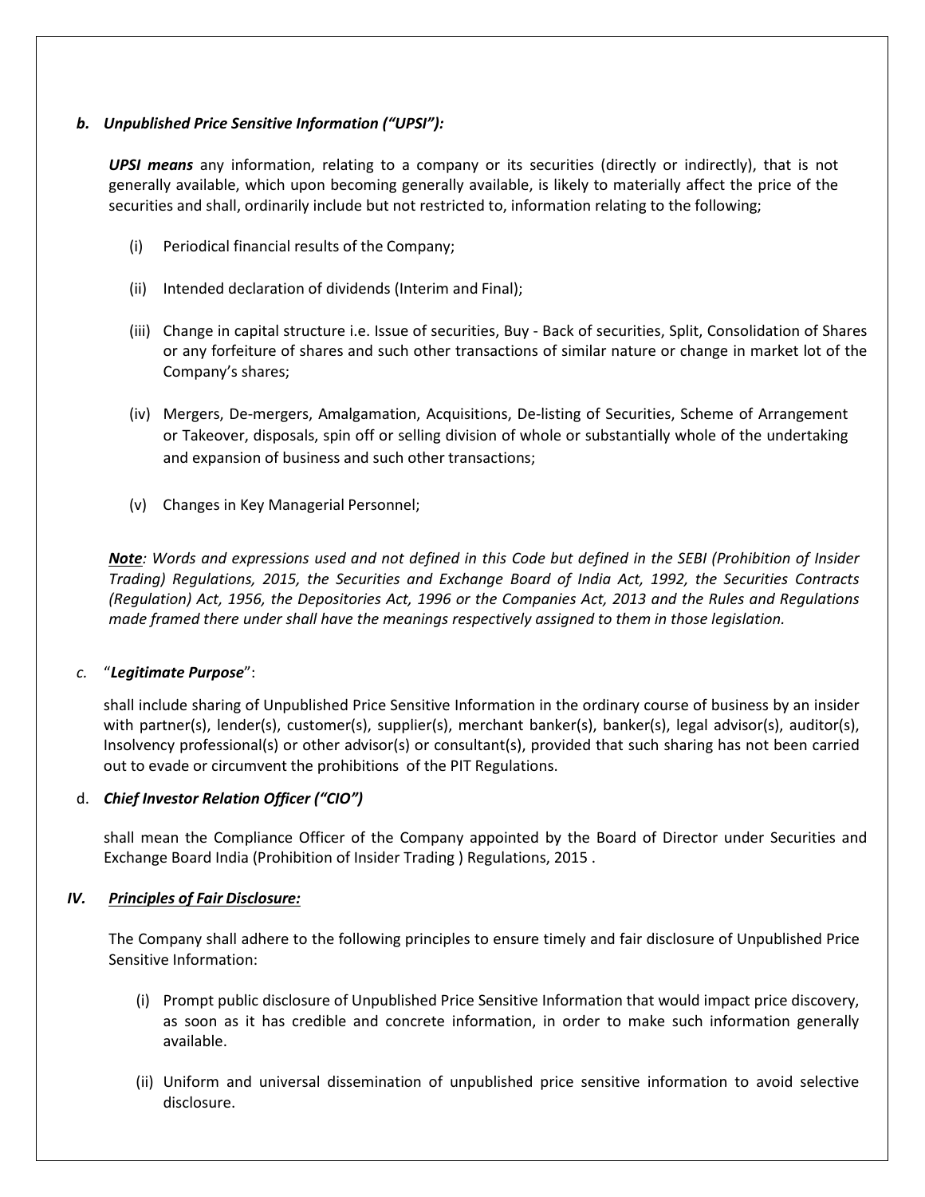***b. Unpublished Price Sensitive Information ("UPSI"):***

***UPSI means*** any information, relating to a company or its securities (directly or indirectly), that is not generally available, which upon becoming generally available, is likely to materially affect the price of the securities and shall, ordinarily include but not restricted to, information relating to the following;

(i) Periodical financial results of the Company;

(ii) Intended declaration of dividends (Interim and Final);

(iii) Change in capital structure i.e. Issue of securities, Buy - Back of securities, Split, Consolidation of Shares or any forfeiture of shares and such other transactions of similar nature or change in market lot of the Company's shares;

(iv) Mergers, De-mergers, Amalgamation, Acquisitions, De-listing of Securities, Scheme of Arrangement or Takeover, disposals, spin off or selling division of whole or substantially whole of the undertaking and expansion of business and such other transactions;

(v) Changes in Key Managerial Personnel;

***Note**: Words and expressions used and not defined in this Code but defined in the SEBI (Prohibition of Insider Trading) Regulations, 2015, the Securities and Exchange Board of India Act, 1992, the Securities Contracts (Regulation) Act, 1956, the Depositories Act, 1996 or the Companies Act, 2013 and the Rules and Regulations made framed there under shall have the meanings respectively assigned to them in those legislation.*

*c.* "***Legitimate Purpose***":

shall include sharing of Unpublished Price Sensitive Information in the ordinary course of business by an insider with partner(s), lender(s), customer(s), supplier(s), merchant banker(s), banker(s), legal advisor(s), auditor(s), Insolvency professional(s) or other advisor(s) or consultant(s), provided that such sharing has not been carried out to evade or circumvent the prohibitions of the PIT Regulations.

d. ***Chief Investor Relation Officer ("CIO")***

shall mean the Compliance Officer of the Company appointed by the Board of Director under Securities and Exchange Board India (Prohibition of Insider Trading ) Regulations, 2015 .

## *IV. Principles of Fair Disclosure:*

The Company shall adhere to the following principles to ensure timely and fair disclosure of Unpublished Price Sensitive Information:

(i) Prompt public disclosure of Unpublished Price Sensitive Information that would impact price discovery, as soon as it has credible and concrete information, in order to make such information generally available.

(ii) Uniform and universal dissemination of unpublished price sensitive information to avoid selective disclosure.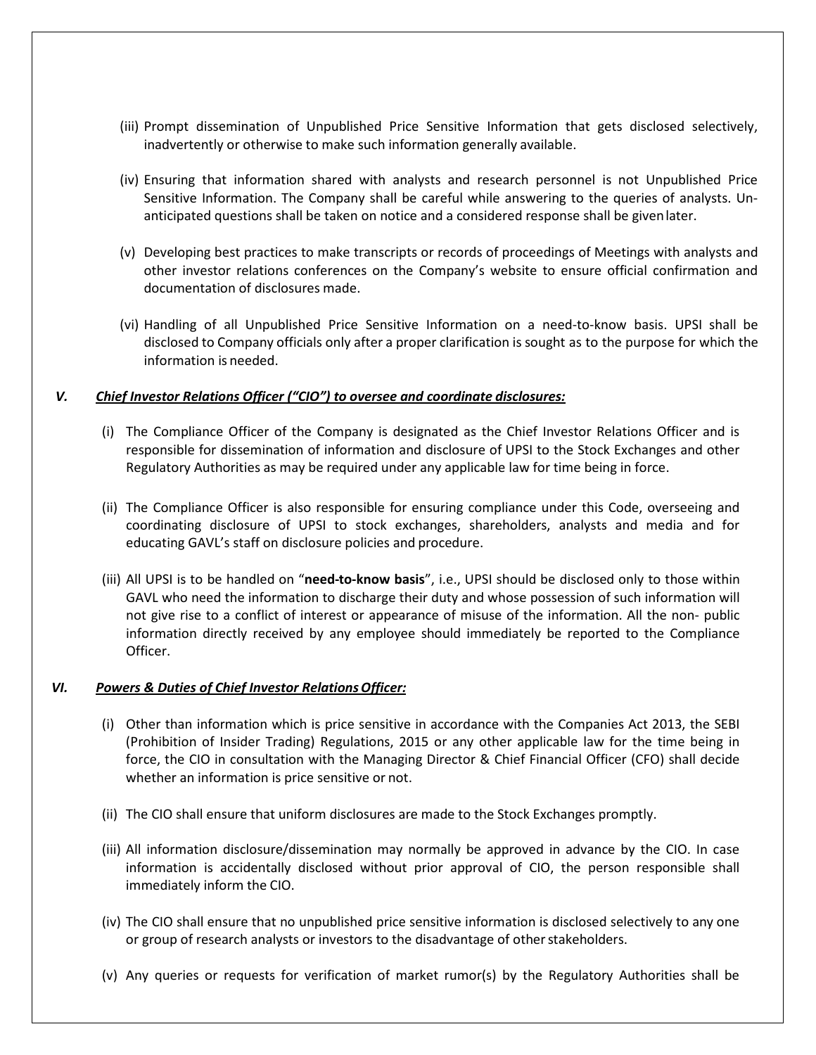(iii) Prompt dissemination of Unpublished Price Sensitive Information that gets disclosed selectively, inadvertently or otherwise to make such information generally available.

(iv) Ensuring that information shared with analysts and research personnel is not Unpublished Price Sensitive Information. The Company shall be careful while answering to the queries of analysts. Un-anticipated questions shall be taken on notice and a considered response shall be given later.

(v) Developing best practices to make transcripts or records of proceedings of Meetings with analysts and other investor relations conferences on the Company's website to ensure official confirmation and documentation of disclosures made.

(vi) Handling of all Unpublished Price Sensitive Information on a need-to-know basis. UPSI shall be disclosed to Company officials only after a proper clarification is sought as to the purpose for which the information is needed.

### V. ***Chief Investor Relations Officer ("CIO") to oversee and coordinate disclosures:***

(i) The Compliance Officer of the Company is designated as the Chief Investor Relations Officer and is responsible for dissemination of information and disclosure of UPSI to the Stock Exchanges and other Regulatory Authorities as may be required under any applicable law for time being in force.

(ii) The Compliance Officer is also responsible for ensuring compliance under this Code, overseeing and coordinating disclosure of UPSI to stock exchanges, shareholders, analysts and media and for educating GAVL's staff on disclosure policies and procedure.

(iii) All UPSI is to be handled on "**need-to-know basis**", i.e., UPSI should be disclosed only to those within GAVL who need the information to discharge their duty and whose possession of such information will not give rise to a conflict of interest or appearance of misuse of the information. All the non- public information directly received by any employee should immediately be reported to the Compliance Officer.

### VI. ***Powers & Duties of Chief Investor Relations Officer:***

(i) Other than information which is price sensitive in accordance with the Companies Act 2013, the SEBI (Prohibition of Insider Trading) Regulations, 2015 or any other applicable law for the time being in force, the CIO in consultation with the Managing Director & Chief Financial Officer (CFO) shall decide whether an information is price sensitive or not.

(ii) The CIO shall ensure that uniform disclosures are made to the Stock Exchanges promptly.

(iii) All information disclosure/dissemination may normally be approved in advance by the CIO. In case information is accidentally disclosed without prior approval of CIO, the person responsible shall immediately inform the CIO.

(iv) The CIO shall ensure that no unpublished price sensitive information is disclosed selectively to any one or group of research analysts or investors to the disadvantage of other stakeholders.

(v) Any queries or requests for verification of market rumor(s) by the Regulatory Authorities shall be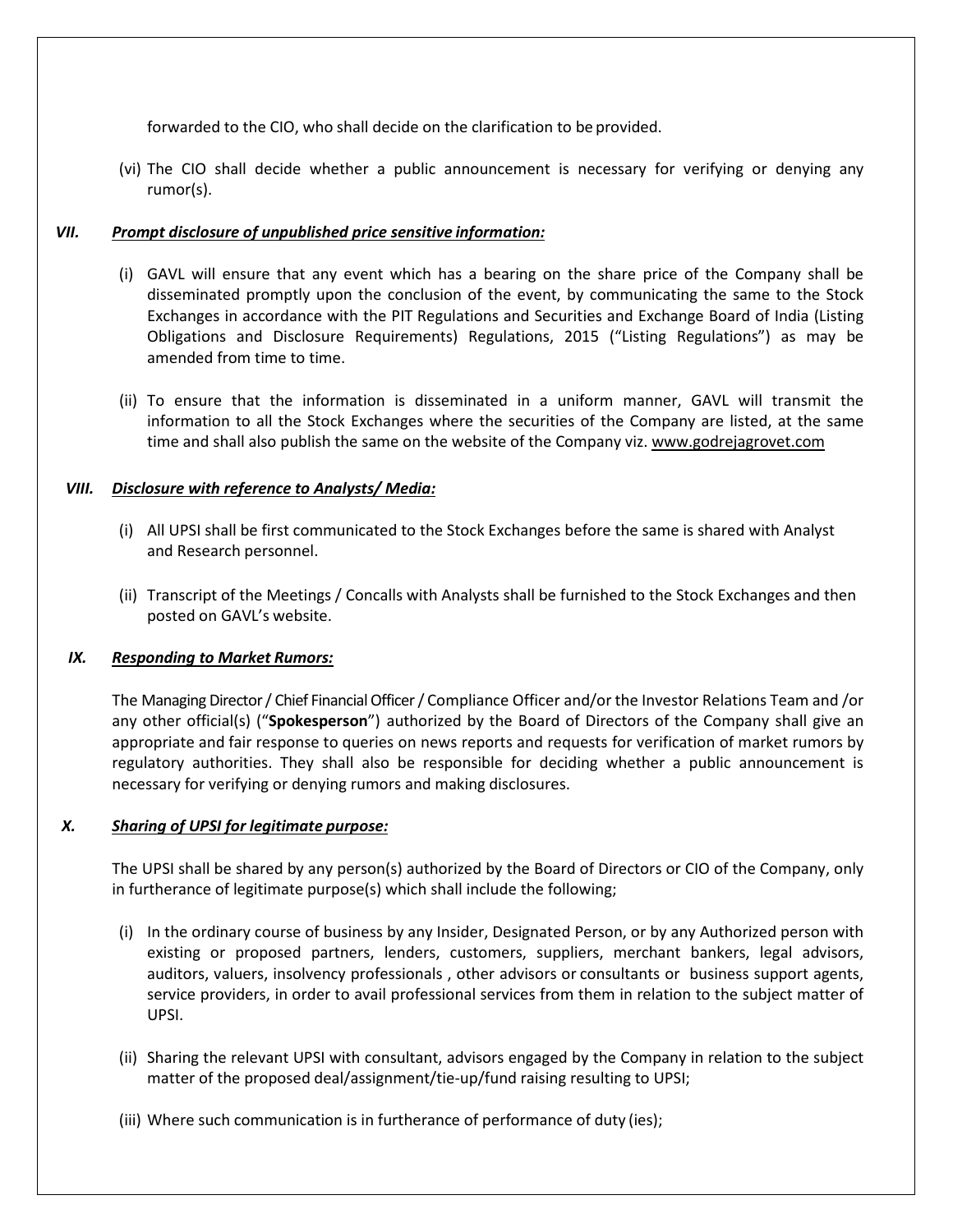forwarded to the CIO, who shall decide on the clarification to be provided.

(vi) The CIO shall decide whether a public announcement is necessary for verifying or denying any rumor(s).

### VII. ***Prompt disclosure of unpublished price sensitive information:***

(i) GAVL will ensure that any event which has a bearing on the share price of the Company shall be disseminated promptly upon the conclusion of the event, by communicating the same to the Stock Exchanges in accordance with the PIT Regulations and Securities and Exchange Board of India (Listing Obligations and Disclosure Requirements) Regulations, 2015 ("Listing Regulations") as may be amended from time to time.

(ii) To ensure that the information is disseminated in a uniform manner, GAVL will transmit the information to all the Stock Exchanges where the securities of the Company are listed, at the same time and shall also publish the same on the website of the Company viz. www.godrejagrovet.com

### VIII. ***Disclosure with reference to Analysts/ Media:***

(i) All UPSI shall be first communicated to the Stock Exchanges before the same is shared with Analyst and Research personnel.

(ii) Transcript of the Meetings / Concalls with Analysts shall be furnished to the Stock Exchanges and then posted on GAVL's website.

### IX. ***Responding to Market Rumors:***

The Managing Director / Chief Financial Officer / Compliance Officer and/or the Investor Relations Team and /or any other official(s) ("**Spokesperson**") authorized by the Board of Directors of the Company shall give an appropriate and fair response to queries on news reports and requests for verification of market rumors by regulatory authorities. They shall also be responsible for deciding whether a public announcement is necessary for verifying or denying rumors and making disclosures.

### X. ***Sharing of UPSI for legitimate purpose:***

The UPSI shall be shared by any person(s) authorized by the Board of Directors or CIO of the Company, only in furtherance of legitimate purpose(s) which shall include the following;

(i) In the ordinary course of business by any Insider, Designated Person, or by any Authorized person with existing or proposed partners, lenders, customers, suppliers, merchant bankers, legal advisors, auditors, valuers, insolvency professionals , other advisors or consultants or business support agents, service providers, in order to avail professional services from them in relation to the subject matter of UPSI.

(ii) Sharing the relevant UPSI with consultant, advisors engaged by the Company in relation to the subject matter of the proposed deal/assignment/tie-up/fund raising resulting to UPSI;

(iii) Where such communication is in furtherance of performance of duty (ies);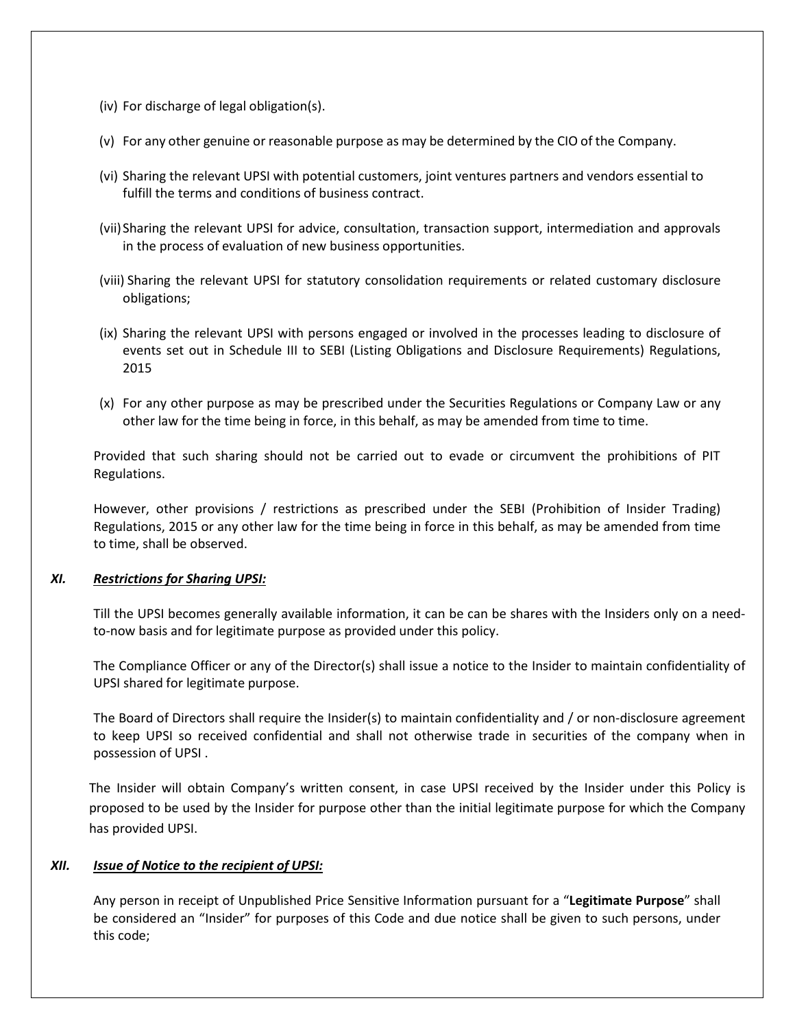(iv) For discharge of legal obligation(s).

(v) For any other genuine or reasonable purpose as may be determined by the CIO of the Company.

(vi) Sharing the relevant UPSI with potential customers, joint ventures partners and vendors essential to fulfill the terms and conditions of business contract.

(vii) Sharing the relevant UPSI for advice, consultation, transaction support, intermediation and approvals in the process of evaluation of new business opportunities.

(viii) Sharing the relevant UPSI for statutory consolidation requirements or related customary disclosure obligations;

(ix) Sharing the relevant UPSI with persons engaged or involved in the processes leading to disclosure of events set out in Schedule III to SEBI (Listing Obligations and Disclosure Requirements) Regulations, 2015

(x) For any other purpose as may be prescribed under the Securities Regulations or Company Law or any other law for the time being in force, in this behalf, as may be amended from time to time.

Provided that such sharing should not be carried out to evade or circumvent the prohibitions of PIT Regulations.

However, other provisions / restrictions as prescribed under the SEBI (Prohibition of Insider Trading) Regulations, 2015 or any other law for the time being in force in this behalf, as may be amended from time to time, shall be observed.

## *XI. <u>Restrictions for Sharing UPSI:</u>*

Till the UPSI becomes generally available information, it can be can be shares with the Insiders only on a need-to-now basis and for legitimate purpose as provided under this policy.

The Compliance Officer or any of the Director(s) shall issue a notice to the Insider to maintain confidentiality of UPSI shared for legitimate purpose.

The Board of Directors shall require the Insider(s) to maintain confidentiality and / or non-disclosure agreement to keep UPSI so received confidential and shall not otherwise trade in securities of the company when in possession of UPSI .

The Insider will obtain Company's written consent, in case UPSI received by the Insider under this Policy is proposed to be used by the Insider for purpose other than the initial legitimate purpose for which the Company has provided UPSI.

## *XII. <u>Issue of Notice to the recipient of UPSI:</u>*

Any person in receipt of Unpublished Price Sensitive Information pursuant for a "**Legitimate Purpose**" shall be considered an "Insider" for purposes of this Code and due notice shall be given to such persons, under this code;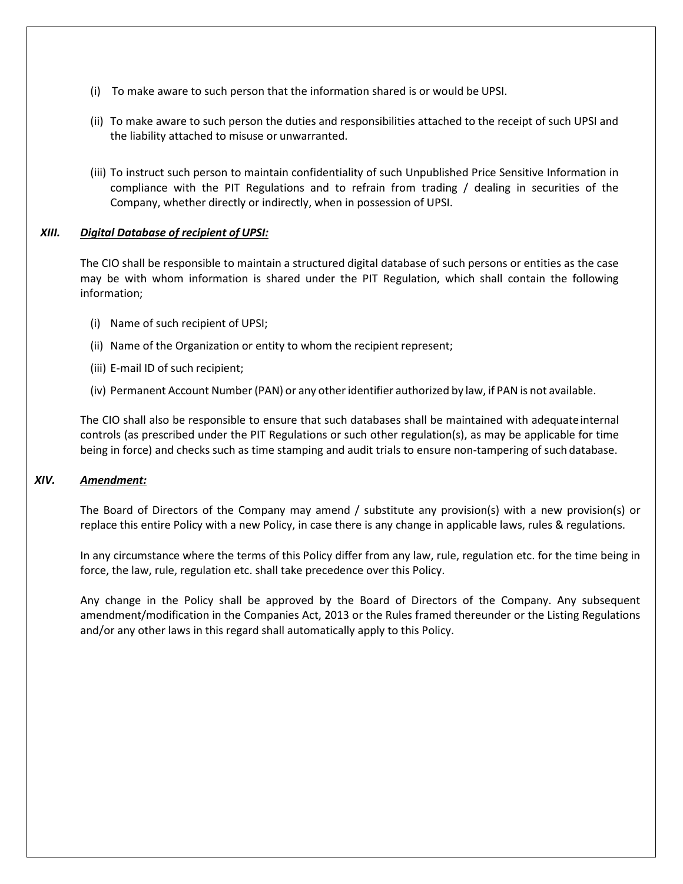(i) To make aware to such person that the information shared is or would be UPSI.

(ii) To make aware to such person the duties and responsibilities attached to the receipt of such UPSI and the liability attached to misuse or unwarranted.

(iii) To instruct such person to maintain confidentiality of such Unpublished Price Sensitive Information in compliance with the PIT Regulations and to refrain from trading / dealing in securities of the Company, whether directly or indirectly, when in possession of UPSI.

### *XIII. Digital Database of recipient of UPSI:*

The CIO shall be responsible to maintain a structured digital database of such persons or entities as the case may be with whom information is shared under the PIT Regulation, which shall contain the following information;

(i) Name of such recipient of UPSI;

(ii) Name of the Organization or entity to whom the recipient represent;

(iii) E-mail ID of such recipient;

(iv) Permanent Account Number (PAN) or any other identifier authorized by law, if PAN is not available.

The CIO shall also be responsible to ensure that such databases shall be maintained with adequate internal controls (as prescribed under the PIT Regulations or such other regulation(s), as may be applicable for time being in force) and checks such as time stamping and audit trials to ensure non-tampering of such database.

### *XIV. Amendment:*

The Board of Directors of the Company may amend / substitute any provision(s) with a new provision(s) or replace this entire Policy with a new Policy, in case there is any change in applicable laws, rules & regulations.

In any circumstance where the terms of this Policy differ from any law, rule, regulation etc. for the time being in force, the law, rule, regulation etc. shall take precedence over this Policy.

Any change in the Policy shall be approved by the Board of Directors of the Company. Any subsequent amendment/modification in the Companies Act, 2013 or the Rules framed thereunder or the Listing Regulations and/or any other laws in this regard shall automatically apply to this Policy.